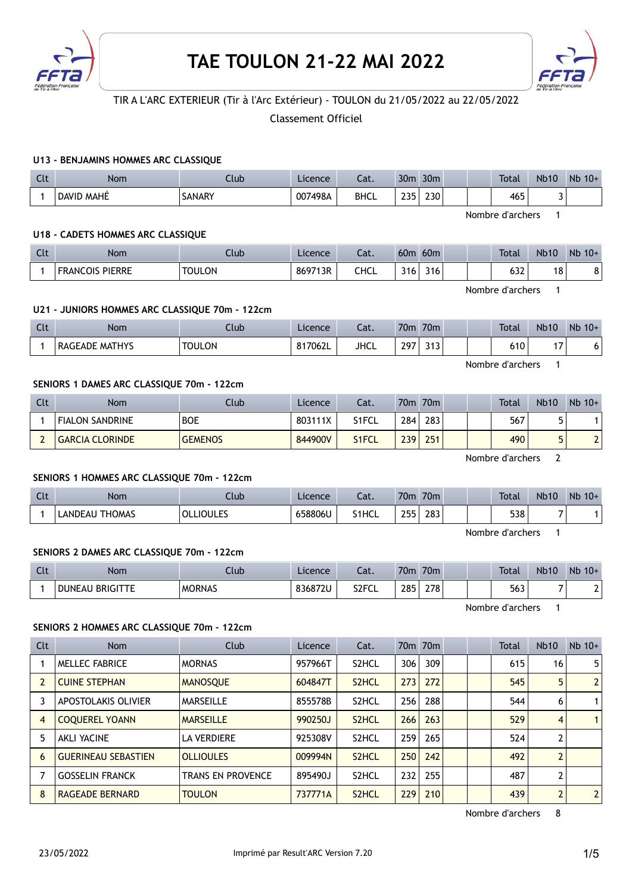# TAE TOULON 21-22 MAI 2022

TIR A L'ARC EXTERIEUR (Tir à l'Arc Extérieur) - TOULON du 21/05/2022 au 22/05/2022

Classement Officiel

### U13 - BENJAMINS HOMMES ARC CLASSIQUE

| Clt | Nom | Club | Licence | Cat. | 30m | 30m | | | Total | Nb10 | Nb 10+ |
|---|---|---|---|---|---|---|---|---|---|---|---|
| 1 | DAVID MAHÉ | SANARY | 007498A | BHCL | 235 | 230 | | | 465 | 3 | |

Nombre d'archers 1

### U18 - CADETS HOMMES ARC CLASSIQUE

| Clt | Nom | Club | Licence | Cat. | 60m | 60m | | | Total | Nb10 | Nb 10+ |
|---|---|---|---|---|---|---|---|---|---|---|---|
| 1 | FRANCOIS PIERRE | TOULON | 869713R | CHCL | 316 | 316 | | | 632 | 18 | 8 |

Nombre d'archers 1

### U21 - JUNIORS HOMMES ARC CLASSIQUE 70m - 122cm

| Clt | Nom | Club | Licence | Cat. | 70m | 70m | | | Total | Nb10 | Nb 10+ |
|---|---|---|---|---|---|---|---|---|---|---|---|
| 1 | RAGEADE MATHYS | TOULON | 817062L | JHCL | 297 | 313 | | | 610 | 17 | 6 |

Nombre d'archers 1

### SENIORS 1 DAMES ARC CLASSIQUE 70m - 122cm

| Clt | Nom | Club | Licence | Cat. | 70m | 70m | | | Total | Nb10 | Nb 10+ |
|---|---|---|---|---|---|---|---|---|---|---|---|
| 1 | FIALON SANDRINE | BOE | 803111X | S1FCL | 284 | 283 | | | 567 | 5 | 1 |
| 2 | GARCIA CLORINDE | GEMENOS | 844900V | S1FCL | 239 | 251 | | | 490 | 5 | 2 |

Nombre d'archers 2

### SENIORS 1 HOMMES ARC CLASSIQUE 70m - 122cm

| Clt | Nom | Club | Licence | Cat. | 70m | 70m | | | Total | Nb10 | Nb 10+ |
|---|---|---|---|---|---|---|---|---|---|---|---|
| 1 | LANDEAU THOMAS | OLLIOULES | 658806U | S1HCL | 255 | 283 | | | 538 | 7 | 1 |

Nombre d'archers 1

### SENIORS 2 DAMES ARC CLASSIQUE 70m - 122cm

| Clt | Nom | Club | Licence | Cat. | 70m | 70m | | | Total | Nb10 | Nb 10+ |
|---|---|---|---|---|---|---|---|---|---|---|---|
| 1 | DUNEAU BRIGITTE | MORNAS | 836872U | S2FCL | 285 | 278 | | | 563 | 7 | 2 |

Nombre d'archers 1

### SENIORS 2 HOMMES ARC CLASSIQUE 70m - 122cm

| Clt | Nom | Club | Licence | Cat. | 70m | 70m | | | Total | Nb10 | Nb 10+ |
|---|---|---|---|---|---|---|---|---|---|---|---|
| 1 | MELLEC FABRICE | MORNAS | 957966T | S2HCL | 306 | 309 | | | 615 | 16 | 5 |
| 2 | CUINE STEPHAN | MANOSQUE | 604847T | S2HCL | 273 | 272 | | | 545 | 5 | 2 |
| 3 | APOSTOLAKIS OLIVIER | MARSEILLE | 855578B | S2HCL | 256 | 288 | | | 544 | 6 | 1 |
| 4 | COQUEREL YOANN | MARSEILLE | 990250J | S2HCL | 266 | 263 | | | 529 | 4 | 1 |
| 5 | AKLI YACINE | LA VERDIERE | 925308V | S2HCL | 259 | 265 | | | 524 | 2 | |
| 6 | GUERINEAU SEBASTIEN | OLLIOULES | 009994N | S2HCL | 250 | 242 | | | 492 | 2 | |
| 7 | GOSSELIN FRANCK | TRANS EN PROVENCE | 895490J | S2HCL | 232 | 255 | | | 487 | 2 | |
| 8 | RAGEADE BERNARD | TOULON | 737771A | S2HCL | 229 | 210 | | | 439 | 2 | 2 |

Nombre d'archers 8

23/05/2022 Imprimé par Result'ARC Version 7.20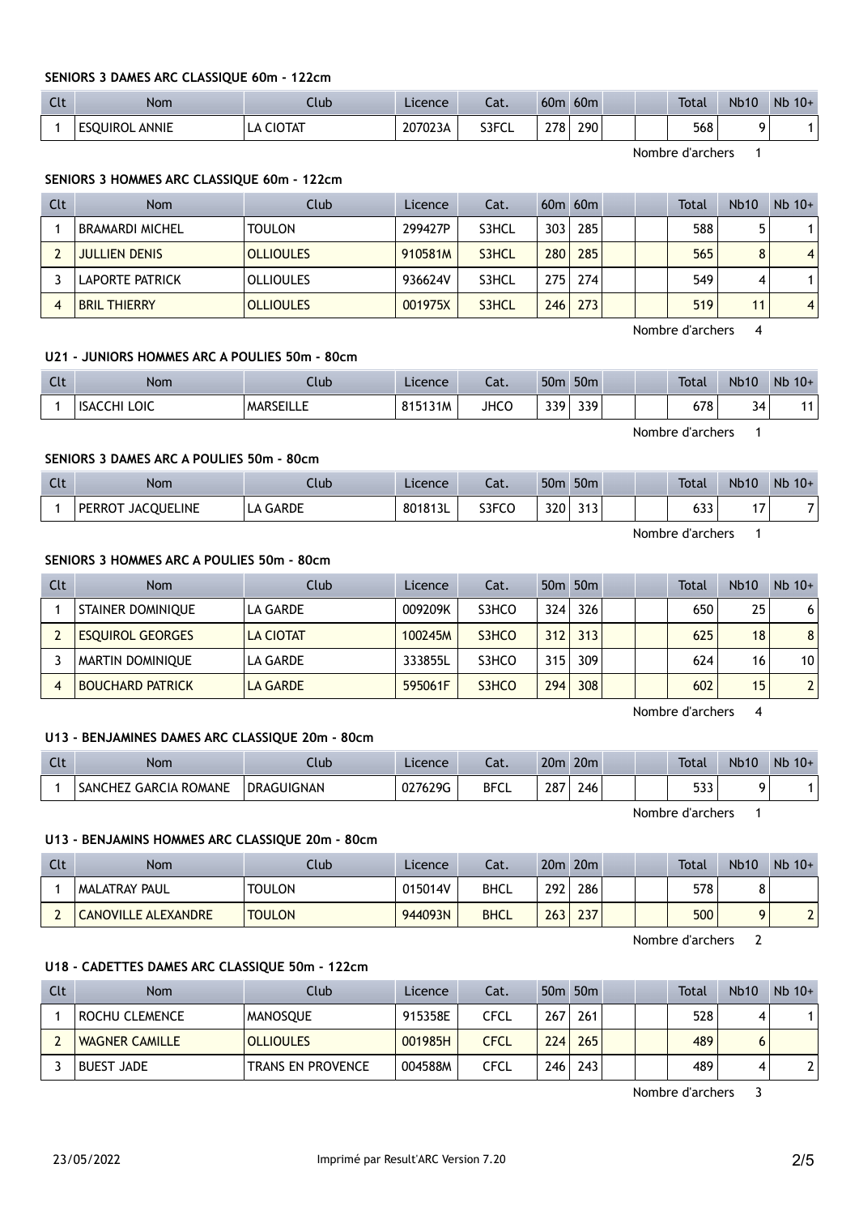#### SENIORS 3 DAMES ARC CLASSIQUE 60m - 122cm

| Clt | Nom | Club | Licence | Cat. | 60m | 60m | | | Total | Nb10 | Nb 10+ |
|---|---|---|---|---|---|---|---|---|---|---|---|
| 1 | ESQUIROL ANNIE | LA CIOTAT | 207023A | S3FCL | 278 | 290 | | | 568 | 9 | 1 |

Nombre d'archers 1

#### SENIORS 3 HOMMES ARC CLASSIQUE 60m - 122cm

| Clt | Nom | Club | Licence | Cat. | 60m | 60m | | | Total | Nb10 | Nb 10+ |
|---|---|---|---|---|---|---|---|---|---|---|---|
| 1 | BRAMARDI MICHEL | TOULON | 299427P | S3HCL | 303 | 285 | | | 588 | 5 | 1 |
| 2 | JULLIEN DENIS | OLLIOULES | 910581M | S3HCL | 280 | 285 | | | 565 | 8 | 4 |
| 3 | LAPORTE PATRICK | OLLIOULES | 936624V | S3HCL | 275 | 274 | | | 549 | 4 | 1 |
| 4 | BRIL THIERRY | OLLIOULES | 001975X | S3HCL | 246 | 273 | | | 519 | 11 | 4 |

Nombre d'archers 4

#### U21 - JUNIORS HOMMES ARC A POULIES 50m - 80cm

| Clt | Nom | Club | Licence | Cat. | 50m | 50m | | | Total | Nb10 | Nb 10+ |
|---|---|---|---|---|---|---|---|---|---|---|---|
| 1 | ISACCHI LOIC | MARSEILLE | 815131M | JHCO | 339 | 339 | | | 678 | 34 | 11 |

Nombre d'archers 1

#### SENIORS 3 DAMES ARC A POULIES 50m - 80cm

| Clt | Nom | Club | Licence | Cat. | 50m | 50m | | | Total | Nb10 | Nb 10+ |
|---|---|---|---|---|---|---|---|---|---|---|---|
| 1 | PERROT JACQUELINE | LA GARDE | 801813L | S3FCO | 320 | 313 | | | 633 | 17 | 7 |

Nombre d'archers 1

#### SENIORS 3 HOMMES ARC A POULIES 50m - 80cm

| Clt | Nom | Club | Licence | Cat. | 50m | 50m | | | Total | Nb10 | Nb 10+ |
|---|---|---|---|---|---|---|---|---|---|---|---|
| 1 | STAINER DOMINIQUE | LA GARDE | 009209K | S3HCO | 324 | 326 | | | 650 | 25 | 6 |
| 2 | ESQUIROL GEORGES | LA CIOTAT | 100245M | S3HCO | 312 | 313 | | | 625 | 18 | 8 |
| 3 | MARTIN DOMINIQUE | LA GARDE | 333855L | S3HCO | 315 | 309 | | | 624 | 16 | 10 |
| 4 | BOUCHARD PATRICK | LA GARDE | 595061F | S3HCO | 294 | 308 | | | 602 | 15 | 2 |

Nombre d'archers 4

#### U13 - BENJAMINES DAMES ARC CLASSIQUE 20m - 80cm

| Clt | Nom | Club | Licence | Cat. | 20m | 20m | | | Total | Nb10 | Nb 10+ |
|---|---|---|---|---|---|---|---|---|---|---|---|
| 1 | SANCHEZ GARCIA ROMANE | DRAGUIGNAN | 027629G | BFCL | 287 | 246 | | | 533 | 9 | 1 |

Nombre d'archers 1

#### U13 - BENJAMINS HOMMES ARC CLASSIQUE 20m - 80cm

| Clt | Nom | Club | Licence | Cat. | 20m | 20m | | | Total | Nb10 | Nb 10+ |
|---|---|---|---|---|---|---|---|---|---|---|---|
| 1 | MALATRAY PAUL | TOULON | 015014V | BHCL | 292 | 286 | | | 578 | 8 | |
| 2 | CANOVILLE ALEXANDRE | TOULON | 944093N | BHCL | 263 | 237 | | | 500 | 9 | 2 |

Nombre d'archers 2

#### U18 - CADETTES DAMES ARC CLASSIQUE 50m - 122cm

| Clt | Nom | Club | Licence | Cat. | 50m | 50m | | | Total | Nb10 | Nb 10+ |
|---|---|---|---|---|---|---|---|---|---|---|---|
| 1 | ROCHU CLEMENCE | MANOSQUE | 915358E | CFCL | 267 | 261 | | | 528 | 4 | 1 |
| 2 | WAGNER CAMILLE | OLLIOULES | 001985H | CFCL | 224 | 265 | | | 489 | 6 | |
| 3 | BUEST JADE | TRANS EN PROVENCE | 004588M | CFCL | 246 | 243 | | | 489 | 4 | 2 |

Nombre d'archers 3

23/05/2022 Imprimé par Result'ARC Version 7.20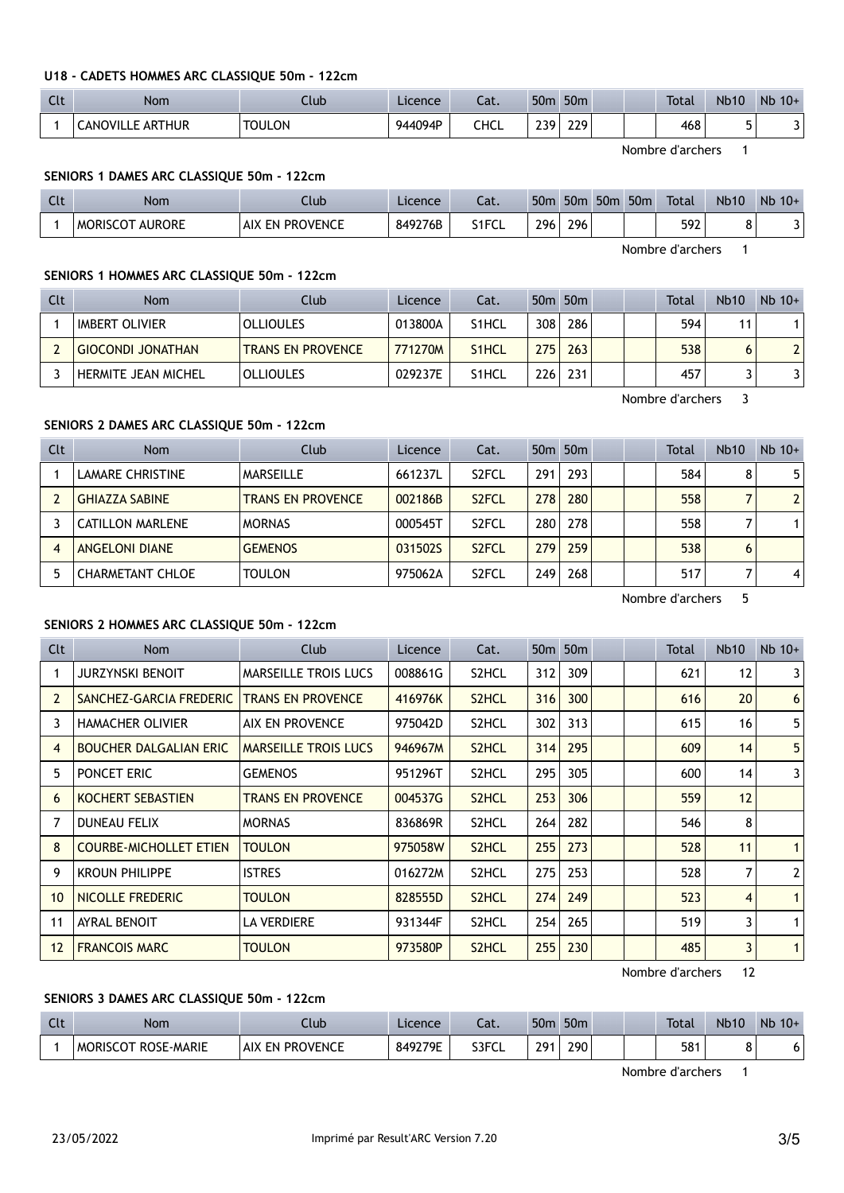### U18 - CADETS HOMMES ARC CLASSIQUE 50m - 122cm

| Clt | Nom | Club | Licence | Cat. | 50m | 50m | | | Total | Nb10 | Nb 10+ |
|---|---|---|---|---|---|---|---|---|---|---|---|
| 1 | CANOVILLE ARTHUR | TOULON | 944094P | CHCL | 239 | 229 | | | 468 | 5 | 3 |

Nombre d'archers 1

### SENIORS 1 DAMES ARC CLASSIQUE 50m - 122cm

| Clt | Nom | Club | Licence | Cat. | 50m | 50m | 50m | 50m | Total | Nb10 | Nb 10+ |
|---|---|---|---|---|---|---|---|---|---|---|---|
| 1 | MORISCOT AURORE | AIX EN PROVENCE | 849276B | S1FCL | 296 | 296 | | | 592 | 8 | 3 |

Nombre d'archers 1

### SENIORS 1 HOMMES ARC CLASSIQUE 50m - 122cm

| Clt | Nom | Club | Licence | Cat. | 50m | 50m | | | Total | Nb10 | Nb 10+ |
|---|---|---|---|---|---|---|---|---|---|---|---|
| 1 | IMBERT OLIVIER | OLLIOULES | 013800A | S1HCL | 308 | 286 | | | 594 | 11 | 1 |
| 2 | GIOCONDI JONATHAN | TRANS EN PROVENCE | 771270M | S1HCL | 275 | 263 | | | 538 | 6 | 2 |
| 3 | HERMITE JEAN MICHEL | OLLIOULES | 029237E | S1HCL | 226 | 231 | | | 457 | 3 | 3 |

Nombre d'archers 3

### SENIORS 2 DAMES ARC CLASSIQUE 50m - 122cm

| Clt | Nom | Club | Licence | Cat. | 50m | 50m | | | Total | Nb10 | Nb 10+ |
|---|---|---|---|---|---|---|---|---|---|---|---|
| 1 | LAMARE CHRISTINE | MARSEILLE | 661237L | S2FCL | 291 | 293 | | | 584 | 8 | 5 |
| 2 | GHIAZZA SABINE | TRANS EN PROVENCE | 002186B | S2FCL | 278 | 280 | | | 558 | 7 | 2 |
| 3 | CATILLON MARLENE | MORNAS | 000545T | S2FCL | 280 | 278 | | | 558 | 7 | 1 |
| 4 | ANGELONI DIANE | GEMENOS | 031502S | S2FCL | 279 | 259 | | | 538 | 6 | |
| 5 | CHARMETANT CHLOE | TOULON | 975062A | S2FCL | 249 | 268 | | | 517 | 7 | 4 |

Nombre d'archers 5

### SENIORS 2 HOMMES ARC CLASSIQUE 50m - 122cm

| Clt | Nom | Club | Licence | Cat. | 50m | 50m | | | Total | Nb10 | Nb 10+ |
|---|---|---|---|---|---|---|---|---|---|---|---|
| 1 | JURZYNSKI BENOIT | MARSEILLE TROIS LUCS | 008861G | S2HCL | 312 | 309 | | | 621 | 12 | 3 |
| 2 | SANCHEZ-GARCIA FREDERIC | TRANS EN PROVENCE | 416976K | S2HCL | 316 | 300 | | | 616 | 20 | 6 |
| 3 | HAMACHER OLIVIER | AIX EN PROVENCE | 975042D | S2HCL | 302 | 313 | | | 615 | 16 | 5 |
| 4 | BOUCHER DALGALIAN ERIC | MARSEILLE TROIS LUCS | 946967M | S2HCL | 314 | 295 | | | 609 | 14 | 5 |
| 5 | PONCET ERIC | GEMENOS | 951296T | S2HCL | 295 | 305 | | | 600 | 14 | 3 |
| 6 | KOCHERT SEBASTIEN | TRANS EN PROVENCE | 004537G | S2HCL | 253 | 306 | | | 559 | 12 | |
| 7 | DUNEAU FELIX | MORNAS | 836869R | S2HCL | 264 | 282 | | | 546 | 8 | |
| 8 | COURBE-MICHOLLET ETIEN | TOULON | 975058W | S2HCL | 255 | 273 | | | 528 | 11 | 1 |
| 9 | KROUN PHILIPPE | ISTRES | 016272M | S2HCL | 275 | 253 | | | 528 | 7 | 2 |
| 10 | NICOLLE FREDERIC | TOULON | 828555D | S2HCL | 274 | 249 | | | 523 | 4 | 1 |
| 11 | AYRAL BENOIT | LA VERDIERE | 931344F | S2HCL | 254 | 265 | | | 519 | 3 | 1 |
| 12 | FRANCOIS MARC | TOULON | 973580P | S2HCL | 255 | 230 | | | 485 | 3 | 1 |

Nombre d'archers 12

### SENIORS 3 DAMES ARC CLASSIQUE 50m - 122cm

| Clt | Nom | Club | Licence | Cat. | 50m | 50m | | | Total | Nb10 | Nb 10+ |
|---|---|---|---|---|---|---|---|---|---|---|---|
| 1 | MORISCOT ROSE-MARIE | AIX EN PROVENCE | 849279E | S3FCL | 291 | 290 | | | 581 | 8 | 6 |

Nombre d'archers 1

23/05/2022 Imprimé par Result'ARC Version 7.20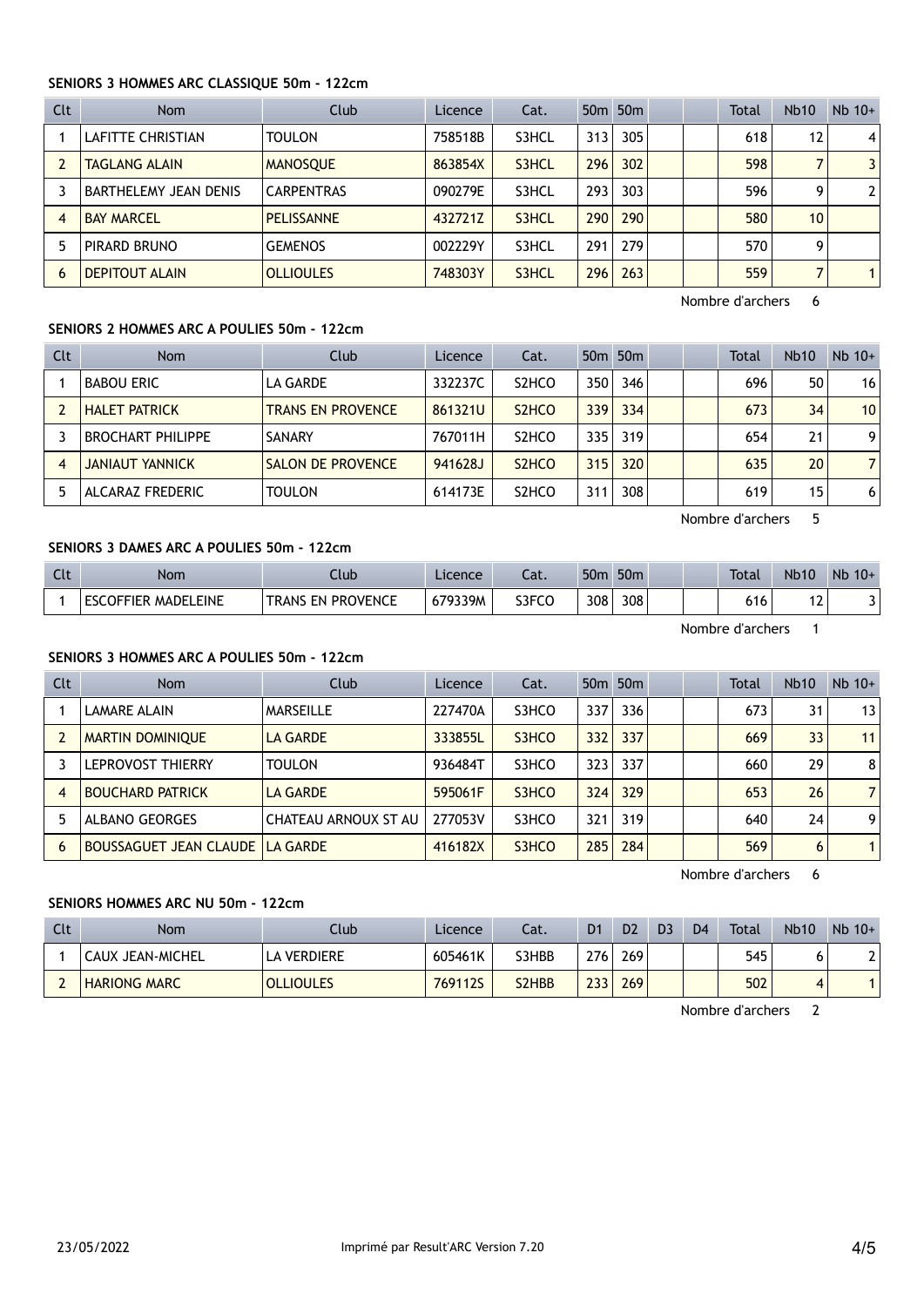### SENIORS 3 HOMMES ARC CLASSIQUE 50m - 122cm

| Clt | Nom | Club | Licence | Cat. | 50m | 50m | | | Total | Nb10 | Nb 10+ |
|---|---|---|---|---|---|---|---|---|---|---|---|
| 1 | LAFITTE CHRISTIAN | TOULON | 758518B | S3HCL | 313 | 305 | | | 618 | 12 | 4 |
| 2 | TAGLANG ALAIN | MANOSQUE | 863854X | S3HCL | 296 | 302 | | | 598 | 7 | 3 |
| 3 | BARTHELEMY JEAN DENIS | CARPENTRAS | 090279E | S3HCL | 293 | 303 | | | 596 | 9 | 2 |
| 4 | BAY MARCEL | PELISSANNE | 432721Z | S3HCL | 290 | 290 | | | 580 | 10 | |
| 5 | PIRARD BRUNO | GEMENOS | 002229Y | S3HCL | 291 | 279 | | | 570 | 9 | |
| 6 | DEPITOUT ALAIN | OLLIOULES | 748303Y | S3HCL | 296 | 263 | | | 559 | 7 | 1 |

Nombre d'archers 6

### SENIORS 2 HOMMES ARC A POULIES 50m - 122cm

| Clt | Nom | Club | Licence | Cat. | 50m | 50m | | | Total | Nb10 | Nb 10+ |
|---|---|---|---|---|---|---|---|---|---|---|---|
| 1 | BABOU ERIC | LA GARDE | 332237C | S2HCO | 350 | 346 | | | 696 | 50 | 16 |
| 2 | HALET PATRICK | TRANS EN PROVENCE | 861321U | S2HCO | 339 | 334 | | | 673 | 34 | 10 |
| 3 | BROCHART PHILIPPE | SANARY | 767011H | S2HCO | 335 | 319 | | | 654 | 21 | 9 |
| 4 | JANIAUT YANNICK | SALON DE PROVENCE | 941628J | S2HCO | 315 | 320 | | | 635 | 20 | 7 |
| 5 | ALCARAZ FREDERIC | TOULON | 614173E | S2HCO | 311 | 308 | | | 619 | 15 | 6 |

Nombre d'archers 5

### SENIORS 3 DAMES ARC A POULIES 50m - 122cm

| Clt | Nom | Club | Licence | Cat. | 50m | 50m | | | Total | Nb10 | Nb 10+ |
|---|---|---|---|---|---|---|---|---|---|---|---|
| 1 | ESCOFFIER MADELEINE | TRANS EN PROVENCE | 679339M | S3FCO | 308 | 308 | | | 616 | 12 | 3 |

Nombre d'archers 1

### SENIORS 3 HOMMES ARC A POULIES 50m - 122cm

| Clt | Nom | Club | Licence | Cat. | 50m | 50m | | | Total | Nb10 | Nb 10+ |
|---|---|---|---|---|---|---|---|---|---|---|---|
| 1 | LAMARE ALAIN | MARSEILLE | 227470A | S3HCO | 337 | 336 | | | 673 | 31 | 13 |
| 2 | MARTIN DOMINIQUE | LA GARDE | 333855L | S3HCO | 332 | 337 | | | 669 | 33 | 11 |
| 3 | LEPROVOST THIERRY | TOULON | 936484T | S3HCO | 323 | 337 | | | 660 | 29 | 8 |
| 4 | BOUCHARD PATRICK | LA GARDE | 595061F | S3HCO | 324 | 329 | | | 653 | 26 | 7 |
| 5 | ALBANO GEORGES | CHATEAU ARNOUX ST AU | 277053V | S3HCO | 321 | 319 | | | 640 | 24 | 9 |
| 6 | BOUSSAGUET JEAN CLAUDE | LA GARDE | 416182X | S3HCO | 285 | 284 | | | 569 | 6 | 1 |

Nombre d'archers 6

### SENIORS HOMMES ARC NU 50m - 122cm

| Clt | Nom | Club | Licence | Cat. | D1 | D2 | D3 | D4 | Total | Nb10 | Nb 10+ |
|---|---|---|---|---|---|---|---|---|---|---|---|
| 1 | CAUX JEAN-MICHEL | LA VERDIERE | 605461K | S3HBB | 276 | 269 | | | 545 | 6 | 2 |
| 2 | HARIONG MARC | OLLIOULES | 769112S | S2HBB | 233 | 269 | | | 502 | 4 | 1 |

Nombre d'archers 2

23/05/2022 Imprimé par Result'ARC Version 7.20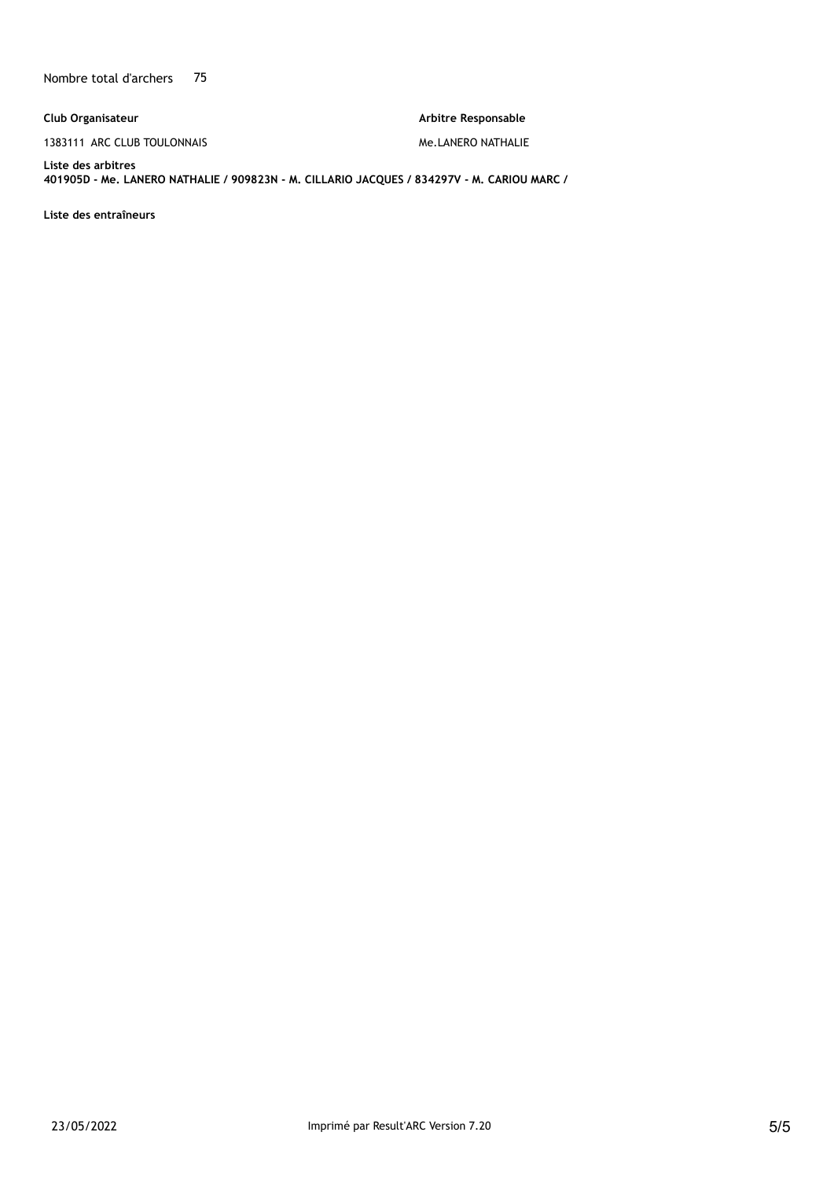Nombre total d'archers 75

**Club Organisateur**

1383111 ARC CLUB TOULONNAIS

**Arbitre Responsable**

Me.LANERO NATHALIE

**Liste des arbitres**

**401905D - Me. LANERO NATHALIE / 909823N - M. CILLARIO JACQUES / 834297V - M. CARIOU MARC /**

**Liste des entraîneurs**

23/05/2022 Imprimé par Result'ARC Version 7.20